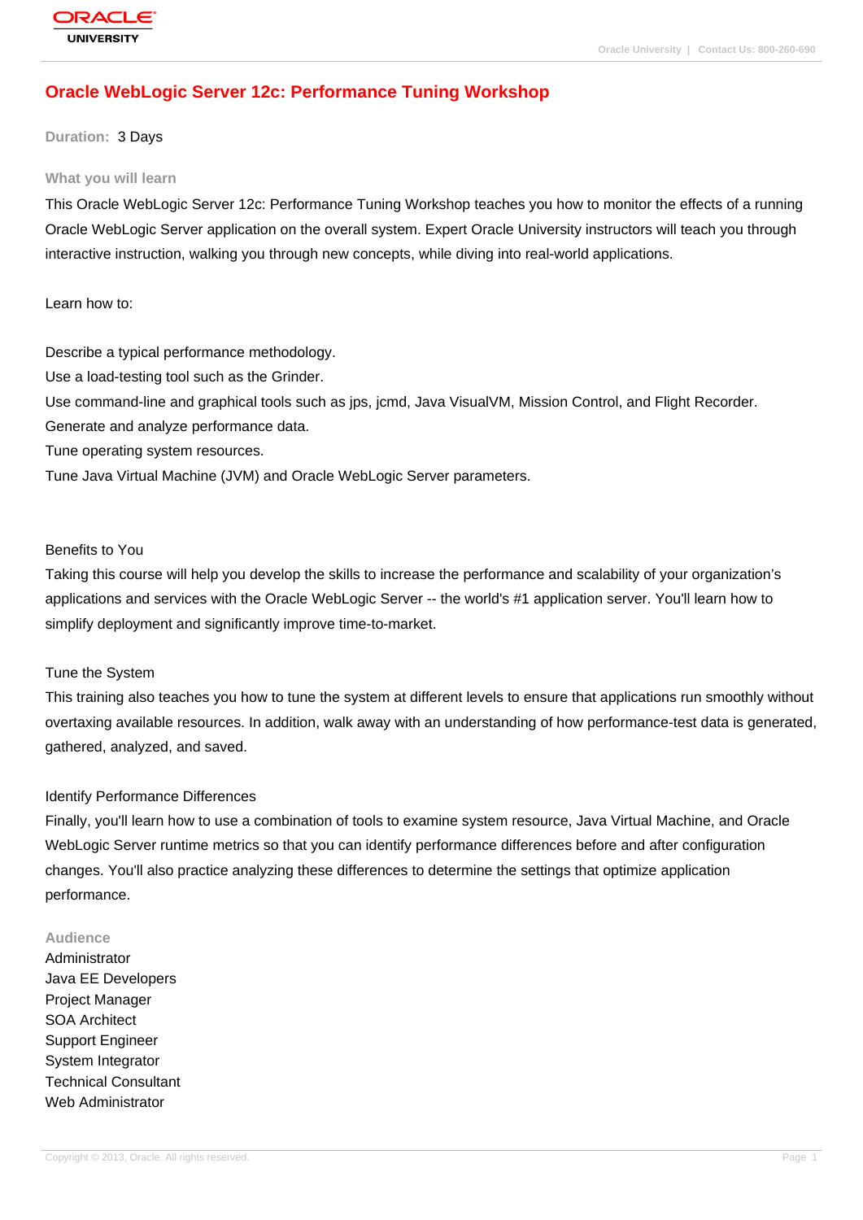# Oracle WebLogic Server 12c: Performance Tuning Workshop

**Duration:** 3 Days

## What you will learn

This Oracle WebLogic Server 12c: Performance Tuning Workshop teaches you how to monitor the effects of a running Oracle WebLogic Server application on the overall system. Expert Oracle University instructors will teach you through interactive instruction, walking you through new concepts, while diving into real-world applications.

Learn how to:

Describe a typical performance methodology.
Use a load-testing tool such as the Grinder.
Use command-line and graphical tools such as jps, jcmd, Java VisualVM, Mission Control, and Flight Recorder.
Generate and analyze performance data.
Tune operating system resources.
Tune Java Virtual Machine (JVM) and Oracle WebLogic Server parameters.

Benefits to You

Taking this course will help you develop the skills to increase the performance and scalability of your organization's applications and services with the Oracle WebLogic Server -- the world's #1 application server. You'll learn how to simplify deployment and significantly improve time-to-market.

Tune the System

This training also teaches you how to tune the system at different levels to ensure that applications run smoothly without overtaxing available resources. In addition, walk away with an understanding of how performance-test data is generated, gathered, analyzed, and saved.

Identify Performance Differences

Finally, you'll learn how to use a combination of tools to examine system resource, Java Virtual Machine, and Oracle WebLogic Server runtime metrics so that you can identify performance differences before and after configuration changes. You'll also practice analyzing these differences to determine the settings that optimize application performance.

## Audience

Administrator
Java EE Developers
Project Manager
SOA Architect
Support Engineer
System Integrator
Technical Consultant
Web Administrator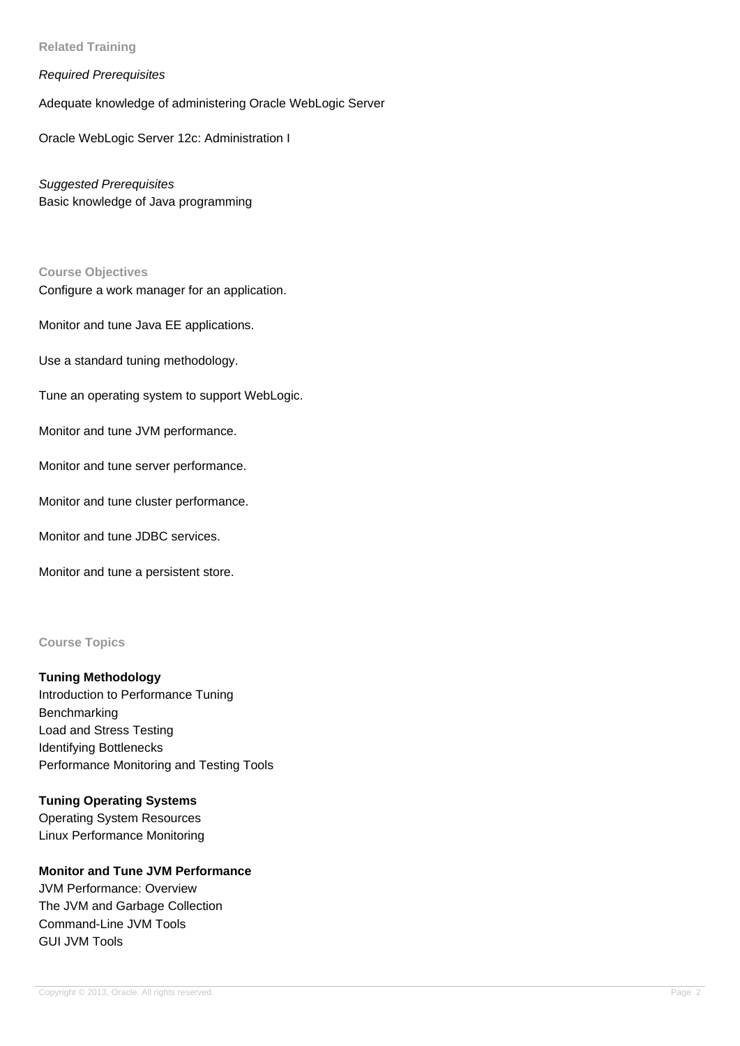## Related Training

*Required Prerequisites*

Adequate knowledge of administering Oracle WebLogic Server

Oracle WebLogic Server 12c: Administration I

*Suggested Prerequisites*

Basic knowledge of Java programming

## Course Objectives

Configure a work manager for an application.

Monitor and tune Java EE applications.

Use a standard tuning methodology.

Tune an operating system to support WebLogic.

Monitor and tune JVM performance.

Monitor and tune server performance.

Monitor and tune cluster performance.

Monitor and tune JDBC services.

Monitor and tune a persistent store.

## Course Topics

**Tuning Methodology**

Introduction to Performance Tuning
Benchmarking
Load and Stress Testing
Identifying Bottlenecks
Performance Monitoring and Testing Tools

**Tuning Operating Systems**

Operating System Resources
Linux Performance Monitoring

**Monitor and Tune JVM Performance**

JVM Performance: Overview
The JVM and Garbage Collection
Command-Line JVM Tools
GUI JVM Tools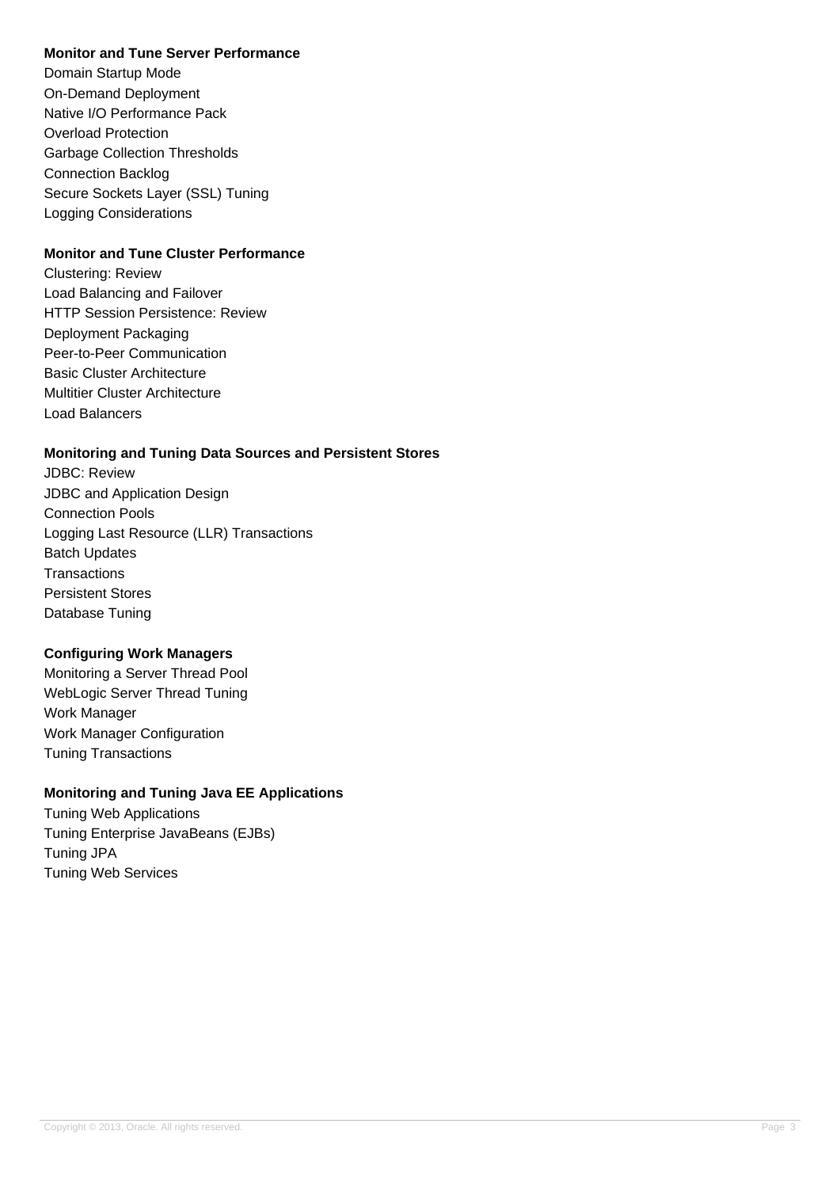**Monitor and Tune Server Performance**

Domain Startup Mode
On-Demand Deployment
Native I/O Performance Pack
Overload Protection
Garbage Collection Thresholds
Connection Backlog
Secure Sockets Layer (SSL) Tuning
Logging Considerations

**Monitor and Tune Cluster Performance**

Clustering: Review
Load Balancing and Failover
HTTP Session Persistence: Review
Deployment Packaging
Peer-to-Peer Communication
Basic Cluster Architecture
Multitier Cluster Architecture
Load Balancers

**Monitoring and Tuning Data Sources and Persistent Stores**

JDBC: Review
JDBC and Application Design
Connection Pools
Logging Last Resource (LLR) Transactions
Batch Updates
Transactions
Persistent Stores
Database Tuning

**Configuring Work Managers**

Monitoring a Server Thread Pool
WebLogic Server Thread Tuning
Work Manager
Work Manager Configuration
Tuning Transactions

**Monitoring and Tuning Java EE Applications**

Tuning Web Applications
Tuning Enterprise JavaBeans (EJBs)
Tuning JPA
Tuning Web Services